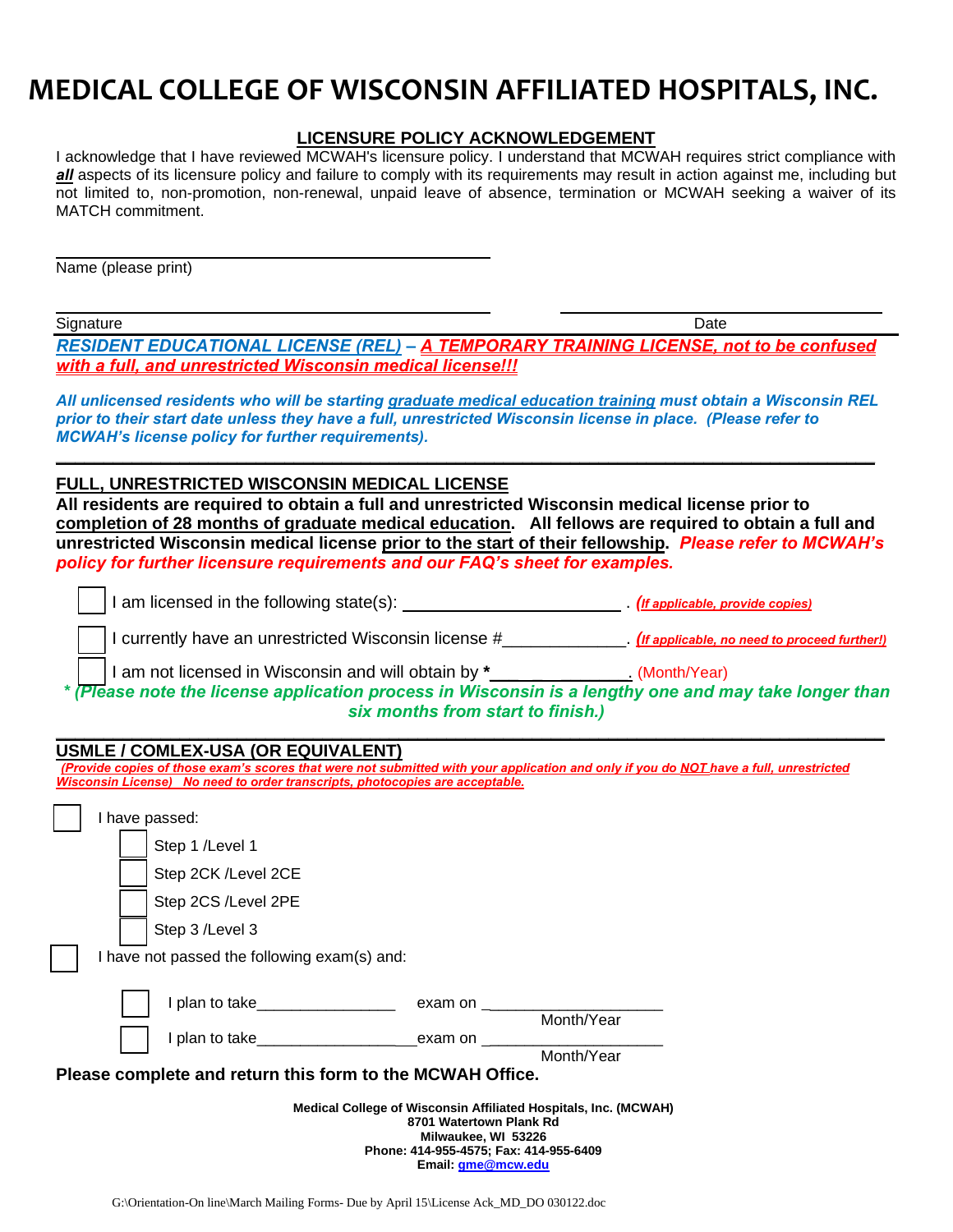# MEDICAL COLLEGE OF WISCONSIN AFFILIATED HOSPITALS, INC.

## LICENSURE POLICY ACKNOWLEDGEMENT

I acknowledge that I have reviewed MCWAH's licensure policy. I understand that MCWAH requires strict compliance with ***all*** aspects of its licensure policy and failure to comply with its requirements may result in action against me, including but not limited to, non-promotion, non-renewal, unpaid leave of absence, termination or MCWAH seeking a waiver of its MATCH commitment.

_______________________________________________
Name (please print)

_______________________________________________ _______________________________
Signature Date

***RESIDENT EDUCATIONAL LICENSE (REL) – A TEMPORARY TRAINING LICENSE, not to be confused with a full, and unrestricted Wisconsin medical license!!!***

***All unlicensed residents who will be starting graduate medical education training must obtain a Wisconsin REL prior to their start date unless they have a full, unrestricted Wisconsin license in place. (Please refer to MCWAH's license policy for further requirements).***

## FULL, UNRESTRICTED WISCONSIN MEDICAL LICENSE

**All residents are required to obtain a full and unrestricted Wisconsin medical license prior to completion of 28 months of graduate medical education. All fellows are required to obtain a full and unrestricted Wisconsin medical license prior to the start of their fellowship.** ***Please refer to MCWAH's policy for further licensure requirements and our FAQ's sheet for examples.***

- [ ] I am licensed in the following state(s): ________________________ . ***(If applicable, provide copies)***
- [ ] I currently have an unrestricted Wisconsin license #_____________. ***(If applicable, no need to proceed further!)***
- [ ] I am not licensed in Wisconsin and will obtain by ***___________**. (Month/Year)

***\* (Please note the license application process in Wisconsin is a lengthy one and may take longer than six months from start to finish.)***

## USMLE / COMLEX-USA (OR EQUIVALENT)

***(Provide copies of those exam's scores that were not submitted with your application and only if you do NOT have a full, unrestricted Wisconsin License) No need to order transcripts, photocopies are acceptable.***

- [ ] I have passed:
  - [ ] Step 1 /Level 1
  - [ ] Step 2CK /Level 2CE
  - [ ] Step 2CS /Level 2PE
  - [ ] Step 3 /Level 3
- [ ] I have not passed the following exam(s) and:
  - [ ] I plan to take________________ exam on ____________________ (Month/Year)
  - [ ] I plan to take__________________exam on ____________________ (Month/Year)

**Please complete and return this form to the MCWAH Office.**

**Medical College of Wisconsin Affiliated Hospitals, Inc. (MCWAH)**
**8701 Watertown Plank Rd**
**Milwaukee, WI 53226**
**Phone: 414-955-4575; Fax: 414-955-6409**
**Email: gme@mcw.edu**

G:\Orientation-On line\March Mailing Forms- Due by April 15\License Ack_MD_DO 030122.doc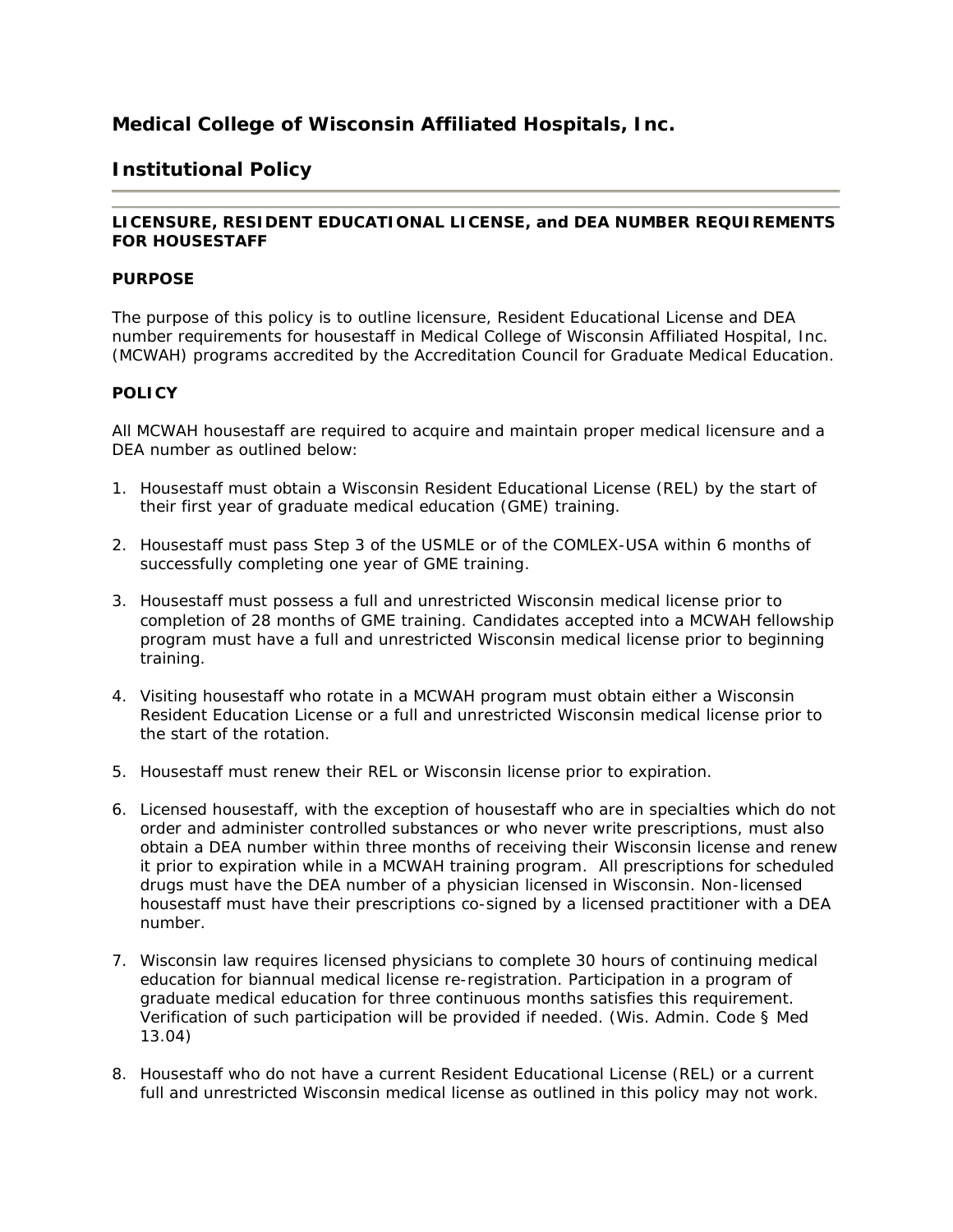# Medical College of Wisconsin Affiliated Hospitals, Inc.

# Institutional Policy

---

**LICENSURE, RESIDENT EDUCATIONAL LICENSE, and DEA NUMBER REQUIREMENTS FOR HOUSESTAFF**

**PURPOSE**

The purpose of this policy is to outline licensure, Resident Educational License and DEA number requirements for housestaff in Medical College of Wisconsin Affiliated Hospital, Inc. (MCWAH) programs accredited by the Accreditation Council for Graduate Medical Education.

**POLICY**

All MCWAH housestaff are required to acquire and maintain proper medical licensure and a DEA number as outlined below:

1. Housestaff must obtain a Wisconsin Resident Educational License (REL) by the start of their first year of graduate medical education (GME) training.

2. Housestaff must pass Step 3 of the USMLE or of the COMLEX-USA within 6 months of successfully completing one year of GME training.

3. Housestaff must possess a full and unrestricted Wisconsin medical license prior to completion of 28 months of GME training. Candidates accepted into a MCWAH fellowship program must have a full and unrestricted Wisconsin medical license prior to beginning training.

4. Visiting housestaff who rotate in a MCWAH program must obtain either a Wisconsin Resident Education License or a full and unrestricted Wisconsin medical license prior to the start of the rotation.

5. Housestaff must renew their REL or Wisconsin license prior to expiration.

6. Licensed housestaff, with the exception of housestaff who are in specialties which do not order and administer controlled substances or who never write prescriptions, must also obtain a DEA number within three months of receiving their Wisconsin license and renew it prior to expiration while in a MCWAH training program. All prescriptions for scheduled drugs must have the DEA number of a physician licensed in Wisconsin. Non-licensed housestaff must have their prescriptions co-signed by a licensed practitioner with a DEA number.

7. Wisconsin law requires licensed physicians to complete 30 hours of continuing medical education for biannual medical license re-registration. Participation in a program of graduate medical education for three continuous months satisfies this requirement. Verification of such participation will be provided if needed. (Wis. Admin. Code § Med 13.04)

8. Housestaff who do not have a current Resident Educational License (REL) or a current full and unrestricted Wisconsin medical license as outlined in this policy may not work.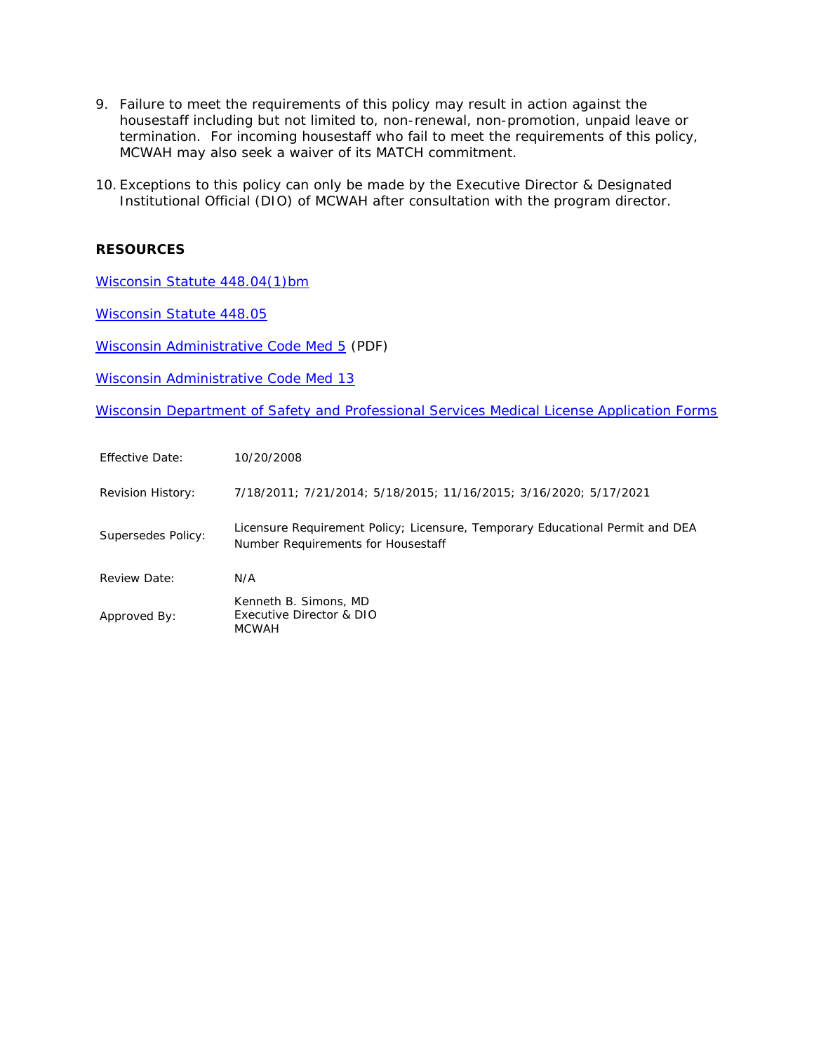9. Failure to meet the requirements of this policy may result in action against the housestaff including but not limited to, non-renewal, non-promotion, unpaid leave or termination. For incoming housestaff who fail to meet the requirements of this policy, MCWAH may also seek a waiver of its MATCH commitment.

10. Exceptions to this policy can only be made by the Executive Director & Designated Institutional Official (DIO) of MCWAH after consultation with the program director.

**RESOURCES**

Wisconsin Statute 448.04(1)bm

Wisconsin Statute 448.05

Wisconsin Administrative Code Med 5 (PDF)

Wisconsin Administrative Code Med 13

Wisconsin Department of Safety and Professional Services Medical License Application Forms

| | |
|---|---|
| Effective Date: | 10/20/2008 |
| Revision History: | 7/18/2011; 7/21/2014; 5/18/2015; 11/16/2015; 3/16/2020; 5/17/2021 |
| Supersedes Policy: | Licensure Requirement Policy; Licensure, Temporary Educational Permit and DEA Number Requirements for Housestaff |
| Review Date: | N/A |
| Approved By: | Kenneth B. Simons, MD<br>Executive Director & DIO<br>MCWAH |